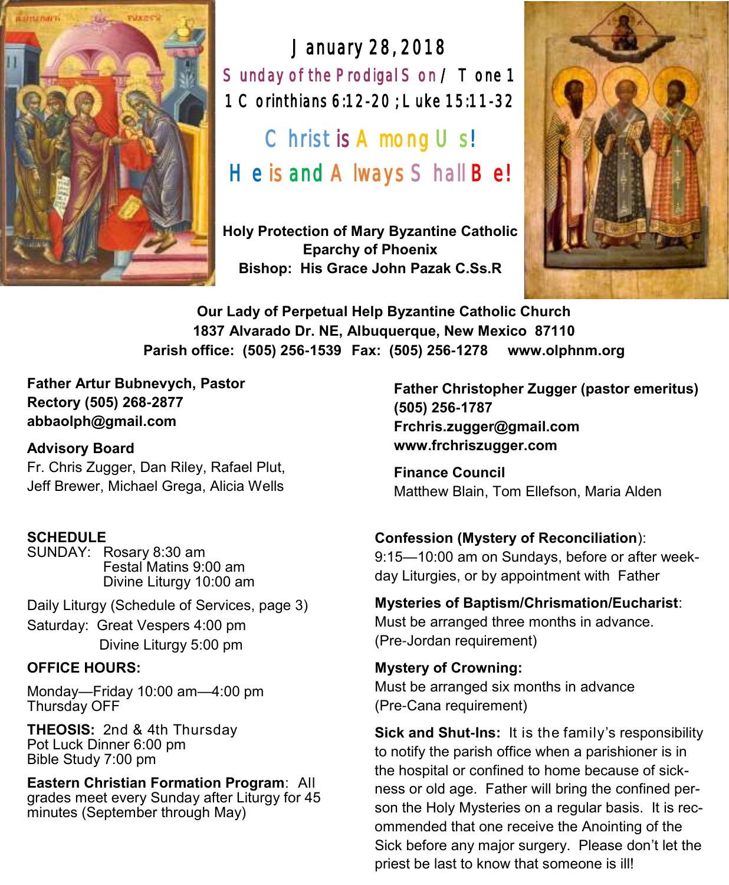# January 28, 2018

Sunday of the Prodigal Son / Tone 1

1 Corinthians 6:12-20; Luke 15:11-32

## Christ is Among Us!

## He is and Always Shall Be!

**Holy Protection of Mary Byzantine Catholic Eparchy of Phoenix**
**Bishop: His Grace John Pazak C.Ss.R**

**Our Lady of Perpetual Help Byzantine Catholic Church**
**1837 Alvarado Dr. NE, Albuquerque, New Mexico 87110**
**Parish office: (505) 256-1539 Fax: (505) 256-1278 www.olphnm.org**

**Father Artur Bubnevych, Pastor**
**Rectory (505) 268-2877**
**abbaolph@gmail.com**

**Advisory Board**
Fr. Chris Zugger, Dan Riley, Rafael Plut, Jeff Brewer, Michael Grega, Alicia Wells

**Father Christopher Zugger (pastor emeritus)**
**(505) 256-1787**
**Frchris.zugger@gmail.com**
**www.frchriszugger.com**

**Finance Council**
Matthew Blain, Tom Ellefson, Maria Alden

**SCHEDULE**
SUNDAY: Rosary 8:30 am
Festal Matins 9:00 am
Divine Liturgy 10:00 am

Daily Liturgy (Schedule of Services, page 3)

Saturday: Great Vespers 4:00 pm
Divine Liturgy 5:00 pm

**OFFICE HOURS:**

Monday—Friday 10:00 am—4:00 pm
Thursday OFF

**THEOSIS:** 2nd & 4th Thursday
Pot Luck Dinner 6:00 pm
Bible Study 7:00 pm

**Eastern Christian Formation Program**: All grades meet every Sunday after Liturgy for 45 minutes (September through May)

**Confession (Mystery of Reconciliation)**:
9:15—10:00 am on Sundays, before or after weekday Liturgies, or by appointment with Father

**Mysteries of Baptism/Chrismation/Eucharist**:
Must be arranged three months in advance.
(Pre-Jordan requirement)

**Mystery of Crowning:**
Must be arranged six months in advance
(Pre-Cana requirement)

**Sick and Shut-Ins:** It is the family's responsibility to notify the parish office when a parishioner is in the hospital or confined to home because of sickness or old age. Father will bring the confined person the Holy Mysteries on a regular basis. It is recommended that one receive the Anointing of the Sick before any major surgery. Please don't let the priest be last to know that someone is ill!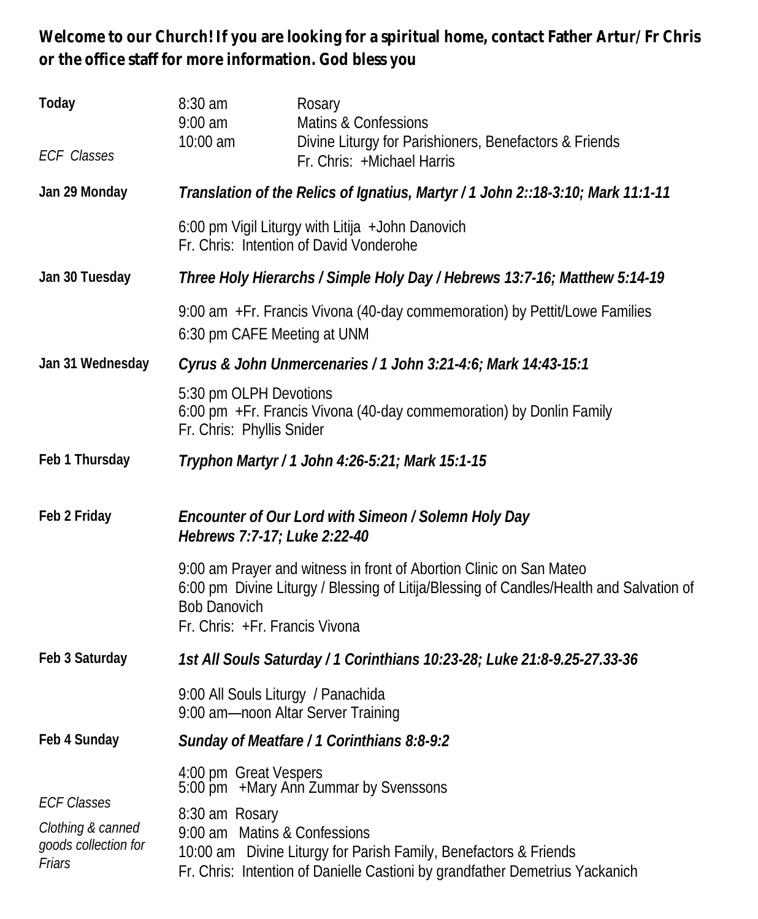**Welcome to our Church! If you are looking for a spiritual home, contact Father Artur/ Fr Chris or the office staff for more information. God bless you**

**Today**

*ECF Classes*

8:30 am Rosary
9:00 am Matins & Confessions
10:00 am Divine Liturgy for Parishioners, Benefactors & Friends
Fr. Chris: +Michael Harris

**Jan 29 Monday** — ***Translation of the Relics of Ignatius, Martyr / 1 John 2::18-3:10; Mark 11:1-11***

6:00 pm Vigil Liturgy with Litija +John Danovich
Fr. Chris: Intention of David Vonderohe

**Jan 30 Tuesday** — ***Three Holy Hierarchs / Simple Holy Day / Hebrews 13:7-16; Matthew 5:14-19***

9:00 am +Fr. Francis Vivona (40-day commemoration) by Pettit/Lowe Families
6:30 pm CAFE Meeting at UNM

**Jan 31 Wednesday** — ***Cyrus & John Unmercenaries / 1 John 3:21-4:6; Mark 14:43-15:1***

5:30 pm OLPH Devotions
6:00 pm +Fr. Francis Vivona (40-day commemoration) by Donlin Family
Fr. Chris: Phyllis Snider

**Feb 1 Thursday** — ***Tryphon Martyr / 1 John 4:26-5:21; Mark 15:1-15***

**Feb 2 Friday** — ***Encounter of Our Lord with Simeon / Solemn Holy Day***
***Hebrews 7:7-17; Luke 2:22-40***

9:00 am Prayer and witness in front of Abortion Clinic on San Mateo
6:00 pm Divine Liturgy / Blessing of Litija/Blessing of Candles/Health and Salvation of Bob Danovich
Fr. Chris: +Fr. Francis Vivona

**Feb 3 Saturday** — ***1st All Souls Saturday / 1 Corinthians 10:23-28; Luke 21:8-9.25-27.33-36***

9:00 All Souls Liturgy / Panachida
9:00 am—noon Altar Server Training

**Feb 4 Sunday** — ***Sunday of Meatfare / 1 Corinthians 8:8-9:2***

4:00 pm Great Vespers
5:00 pm +Mary Ann Zummar by Svenssons

*ECF Classes*

*Clothing & canned goods collection for Friars*

8:30 am Rosary
9:00 am Matins & Confessions
10:00 am Divine Liturgy for Parish Family, Benefactors & Friends
Fr. Chris: Intention of Danielle Castioni by grandfather Demetrius Yackanich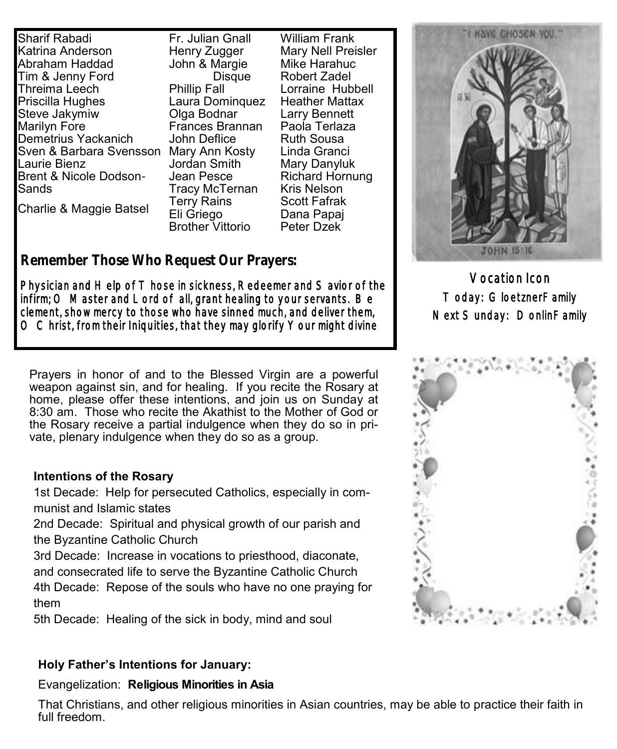Sharif Rabadi
Katrina Anderson
Abraham Haddad
Tim & Jenny Ford
Threima Leech
Priscilla Hughes
Steve Jakymiw
Marilyn Fore
Demetrius Yackanich
Sven & Barbara Svensson
Laurie Bienz
Brent & Nicole Dodson-Sands
Charlie & Maggie Batsel

Fr. Julian Gnall
Henry Zugger
John & Margie Disque
Phillip Fall
Laura Dominquez
Olga Bodnar
Frances Brannan
John Deflice
Mary Ann Kosty
Jordan Smith
Jean Pesce
Tracy McTernan
Terry Rains
Eli Griego
Brother Vittorio

William Frank
Mary Nell Preisler
Mike Harahuc
Robert Zadel
Lorraine Hubbell
Heather Mattax
Larry Bennett
Paola Terlaza
Ruth Sousa
Linda Granci
Mary Danyluk
Richard Hornung
Kris Nelson
Scott Fafrak
Dana Papaj
Peter Dzek

## Remember Those Who Request Our Prayers:

**Physician and Help of Those in sickness, Redeemer and Savior of the infirm; O Master and Lord of all, grant healing to your servants. Be clement, show mercy to those who have sinned much, and deliver them, O Christ, from their Iniquities, that they may glorify Your might divine**

**Vocation Icon**

Today: Gloetzner Family

Next Sunday: Donlin Family

Prayers in honor of and to the Blessed Virgin are a powerful weapon against sin, and for healing. If you recite the Rosary at home, please offer these intentions, and join us on Sunday at 8:30 am. Those who recite the Akathist to the Mother of God or the Rosary receive a partial indulgence when they do so in private, plenary indulgence when they do so as a group.

**Intentions of the Rosary**

1st Decade: Help for persecuted Catholics, especially in communist and Islamic states
2nd Decade: Spiritual and physical growth of our parish and the Byzantine Catholic Church
3rd Decade: Increase in vocations to priesthood, diaconate, and consecrated life to serve the Byzantine Catholic Church
4th Decade: Repose of the souls who have no one praying for them
5th Decade: Healing of the sick in body, mind and soul

**Holy Father's Intentions for January:**

Evangelization: **Religious Minorities in Asia**

That Christians, and other religious minorities in Asian countries, may be able to practice their faith in full freedom.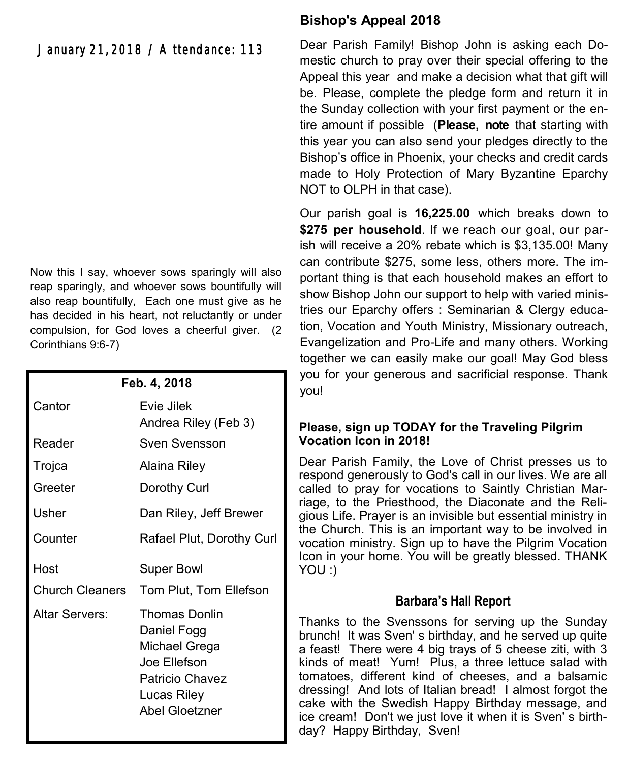January 21,2018 / Attendance: 113

Now this I say, whoever sows sparingly will also reap sparingly, and whoever sows bountifully will also reap bountifully, Each one must give as he has decided in his heart, not reluctantly or under compulsion, for God loves a cheerful giver. (2 Corinthians 9:6-7)

| Feb. 4, 2018 | |
|---|---|
| Cantor | Evie Jilek<br>Andrea Riley (Feb 3) |
| Reader | Sven Svensson |
| Trojca | Alaina Riley |
| Greeter | Dorothy Curl |
| Usher | Dan Riley, Jeff Brewer |
| Counter | Rafael Plut, Dorothy Curl |
| Host | Super Bowl |
| Church Cleaners | Tom Plut, Tom Ellefson |
| Altar Servers: | Thomas Donlin<br>Daniel Fogg<br>Michael Grega<br>Joe Ellefson<br>Patricio Chavez<br>Lucas Riley<br>Abel Gloetzner |

## Bishop's Appeal 2018

Dear Parish Family! Bishop John is asking each Domestic church to pray over their special offering to the Appeal this year and make a decision what that gift will be. Please, complete the pledge form and return it in the Sunday collection with your first payment or the entire amount if possible (**Please, note** that starting with this year you can also send your pledges directly to the Bishop's office in Phoenix, your checks and credit cards made to Holy Protection of Mary Byzantine Eparchy NOT to OLPH in that case).

Our parish goal is **16,225.00** which breaks down to **$275 per household**. If we reach our goal, our parish will receive a 20% rebate which is $3,135.00! Many can contribute $275, some less, others more. The important thing is that each household makes an effort to show Bishop John our support to help with varied ministries our Eparchy offers : Seminarian & Clergy education, Vocation and Youth Ministry, Missionary outreach, Evangelization and Pro-Life and many others. Working together we can easily make our goal! May God bless you for your generous and sacrificial response. Thank you!

### Please, sign up TODAY for the Traveling Pilgrim Vocation Icon in 2018!

Dear Parish Family, the Love of Christ presses us to respond generously to God's call in our lives. We are all called to pray for vocations to Saintly Christian Marriage, to the Priesthood, the Diaconate and the Religious Life. Prayer is an invisible but essential ministry in the Church. This is an important way to be involved in vocation ministry. Sign up to have the Pilgrim Vocation Icon in your home. You will be greatly blessed. THANK YOU :)

### Barbara's Hall Report

Thanks to the Svenssons for serving up the Sunday brunch! It was Sven' s birthday, and he served up quite a feast! There were 4 big trays of 5 cheese ziti, with 3 kinds of meat! Yum! Plus, a three lettuce salad with tomatoes, different kind of cheeses, and a balsamic dressing! And lots of Italian bread! I almost forgot the cake with the Swedish Happy Birthday message, and ice cream! Don't we just love it when it is Sven' s birthday? Happy Birthday, Sven!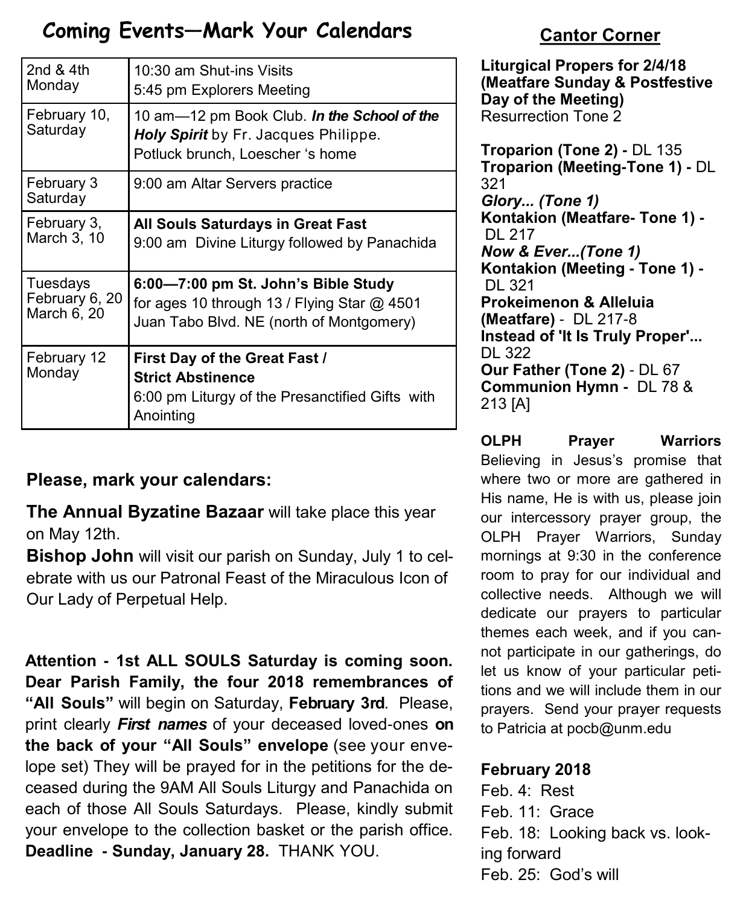# Coming Events—Mark Your Calendars

| | |
|---|---|
| 2nd & 4th Monday | 10:30 am Shut-ins Visits<br>5:45 pm Explorers Meeting |
| February 10, Saturday | 10 am—12 pm Book Club. ***In the School of the Holy Spirit*** by Fr. Jacques Philippe.<br>Potluck brunch, Loescher 's home |
| February 3 Saturday | 9:00 am Altar Servers practice |
| February 3, March 3, 10 | **All Souls Saturdays in Great Fast**<br>9:00 am Divine Liturgy followed by Panachida |
| Tuesdays February 6, 20 March 6, 20 | **6:00—7:00 pm St. John's Bible Study**<br>for ages 10 through 13 / Flying Star @ 4501 Juan Tabo Blvd. NE (north of Montgomery) |
| February 12 Monday | **First Day of the Great Fast / Strict Abstinence**<br>6:00 pm Liturgy of the Presanctified Gifts with Anointing |

**Please, mark your calendars:**

**The Annual Byzatine Bazaar** will take place this year on May 12th.

**Bishop John** will visit our parish on Sunday, July 1 to celebrate with us our Patronal Feast of the Miraculous Icon of Our Lady of Perpetual Help.

**Attention - 1st ALL SOULS Saturday is coming soon. Dear Parish Family, the four 2018 remembrances of "All Souls"** will begin on Saturday, **February 3rd**. Please, print clearly ***First names*** of your deceased loved-ones **on the back of your "All Souls" envelope** (see your envelope set) They will be prayed for in the petitions for the deceased during the 9AM All Souls Liturgy and Panachida on each of those All Souls Saturdays. Please, kindly submit your envelope to the collection basket or the parish office. **Deadline - Sunday, January 28.** THANK YOU.

## Cantor Corner

**Liturgical Propers for 2/4/18 (Meatfare Sunday & Postfestive Day of the Meeting)**
Resurrection Tone 2

**Troparion (Tone 2) -** DL 135
**Troparion (Meeting-Tone 1) -** DL 321
***Glory... (Tone 1)***
**Kontakion (Meatfare- Tone 1) -** DL 217
***Now & Ever...(Tone 1)***
**Kontakion (Meeting - Tone 1) -** DL 321
**Prokeimenon & Alleluia (Meatfare)** - DL 217-8
**Instead of 'It Is Truly Proper'...** DL 322
**Our Father (Tone 2)** - DL 67
**Communion Hymn -** DL 78 & 213 [A]

**OLPH Prayer Warriors**
Believing in Jesus's promise that where two or more are gathered in His name, He is with us, please join our intercessory prayer group, the OLPH Prayer Warriors, Sunday mornings at 9:30 in the conference room to pray for our individual and collective needs. Although we will dedicate our prayers to particular themes each week, and if you cannot participate in our gatherings, do let us know of your particular petitions and we will include them in our prayers. Send your prayer requests to Patricia at pocb@unm.edu

**February 2018**
Feb. 4: Rest
Feb. 11: Grace
Feb. 18: Looking back vs. looking forward
Feb. 25: God's will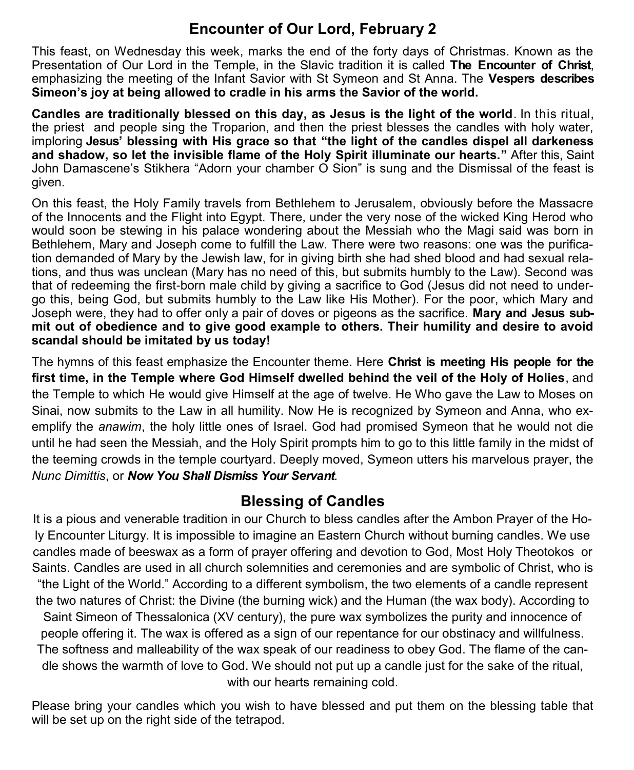## Encounter of Our Lord, February 2

This feast, on Wednesday this week, marks the end of the forty days of Christmas. Known as the Presentation of Our Lord in the Temple, in the Slavic tradition it is called **The Encounter of Christ**, emphasizing the meeting of the Infant Savior with St Symeon and St Anna. The **Vespers describes Simeon's joy at being allowed to cradle in his arms the Savior of the world.**

**Candles are traditionally blessed on this day, as Jesus is the light of the world**. In this ritual, the priest and people sing the Troparion, and then the priest blesses the candles with holy water, imploring **Jesus' blessing with His grace so that "the light of the candles dispel all darkeness and shadow, so let the invisible flame of the Holy Spirit illuminate our hearts."** After this, Saint John Damascene's Stikhera "Adorn your chamber O Sion" is sung and the Dismissal of the feast is given.

On this feast, the Holy Family travels from Bethlehem to Jerusalem, obviously before the Massacre of the Innocents and the Flight into Egypt. There, under the very nose of the wicked King Herod who would soon be stewing in his palace wondering about the Messiah who the Magi said was born in Bethlehem, Mary and Joseph come to fulfill the Law. There were two reasons: one was the purification demanded of Mary by the Jewish law, for in giving birth she had shed blood and had sexual relations, and thus was unclean (Mary has no need of this, but submits humbly to the Law). Second was that of redeeming the first-born male child by giving a sacrifice to God (Jesus did not need to undergo this, being God, but submits humbly to the Law like His Mother). For the poor, which Mary and Joseph were, they had to offer only a pair of doves or pigeons as the sacrifice. **Mary and Jesus submit out of obedience and to give good example to others. Their humility and desire to avoid scandal should be imitated by us today!**

The hymns of this feast emphasize the Encounter theme. Here **Christ is meeting His people for the first time, in the Temple where God Himself dwelled behind the veil of the Holy of Holies**, and the Temple to which He would give Himself at the age of twelve. He Who gave the Law to Moses on Sinai, now submits to the Law in all humility. Now He is recognized by Symeon and Anna, who exemplify the *anawim*, the holy little ones of Israel. God had promised Symeon that he would not die until he had seen the Messiah, and the Holy Spirit prompts him to go to this little family in the midst of the teeming crowds in the temple courtyard. Deeply moved, Symeon utters his marvelous prayer, the *Nunc Dimittis*, or ***Now You Shall Dismiss Your Servant***.

## Blessing of Candles

It is a pious and venerable tradition in our Church to bless candles after the Ambon Prayer of the Holy Encounter Liturgy. It is impossible to imagine an Eastern Church without burning candles. We use candles made of beeswax as a form of prayer offering and devotion to God, Most Holy Theotokos or Saints. Candles are used in all church solemnities and ceremonies and are symbolic of Christ, who is "the Light of the World." According to a different symbolism, the two elements of a candle represent the two natures of Christ: the Divine (the burning wick) and the Human (the wax body). According to Saint Simeon of Thessalonica (XV century), the pure wax symbolizes the purity and innocence of people offering it. The wax is offered as a sign of our repentance for our obstinacy and willfulness. The softness and malleability of the wax speak of our readiness to obey God. The flame of the candle shows the warmth of love to God. We should not put up a candle just for the sake of the ritual, with our hearts remaining cold.

Please bring your candles which you wish to have blessed and put them on the blessing table that will be set up on the right side of the tetrapod.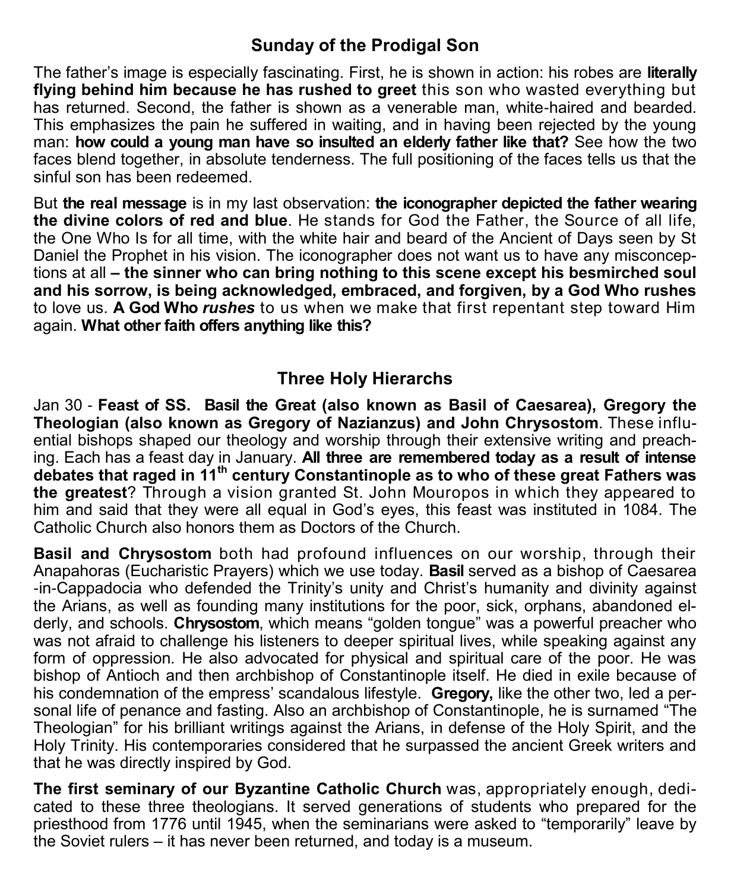## Sunday of the Prodigal Son

The father's image is especially fascinating. First, he is shown in action: his robes are **literally flying behind him because he has rushed to greet** this son who wasted everything but has returned. Second, the father is shown as a venerable man, white-haired and bearded. This emphasizes the pain he suffered in waiting, and in having been rejected by the young man: **how could a young man have so insulted an elderly father like that?** See how the two faces blend together, in absolute tenderness. The full positioning of the faces tells us that the sinful son has been redeemed.

But **the real message** is in my last observation: **the iconographer depicted the father wearing the divine colors of red and blue**. He stands for God the Father, the Source of all life, the One Who Is for all time, with the white hair and beard of the Ancient of Days seen by St Daniel the Prophet in his vision. The iconographer does not want us to have any misconceptions at all **– the sinner who can bring nothing to this scene except his besmirched soul and his sorrow, is being acknowledged, embraced, and forgiven, by a God Who rushes** to love us. **A God Who *rushes*** to us when we make that first repentant step toward Him again. **What other faith offers anything like this?**

## Three Holy Hierarchs

Jan 30 - **Feast of SS. Basil the Great (also known as Basil of Caesarea), Gregory the Theologian (also known as Gregory of Nazianzus) and John Chrysostom**. These influential bishops shaped our theology and worship through their extensive writing and preaching. Each has a feast day in January. **All three are remembered today as a result of intense debates that raged in 11th century Constantinople as to who of these great Fathers was the greatest**? Through a vision granted St. John Mouropos in which they appeared to him and said that they were all equal in God's eyes, this feast was instituted in 1084. The Catholic Church also honors them as Doctors of the Church.

**Basil and Chrysostom** both had profound influences on our worship, through their Anapahoras (Eucharistic Prayers) which we use today. **Basil** served as a bishop of Caesarea-in-Cappadocia who defended the Trinity's unity and Christ's humanity and divinity against the Arians, as well as founding many institutions for the poor, sick, orphans, abandoned elderly, and schools. **Chrysostom**, which means "golden tongue" was a powerful preacher who was not afraid to challenge his listeners to deeper spiritual lives, while speaking against any form of oppression. He also advocated for physical and spiritual care of the poor. He was bishop of Antioch and then archbishop of Constantinople itself. He died in exile because of his condemnation of the empress' scandalous lifestyle. **Gregory,** like the other two, led a personal life of penance and fasting. Also an archbishop of Constantinople, he is surnamed "The Theologian" for his brilliant writings against the Arians, in defense of the Holy Spirit, and the Holy Trinity. His contemporaries considered that he surpassed the ancient Greek writers and that he was directly inspired by God.

**The first seminary of our Byzantine Catholic Church** was, appropriately enough, dedicated to these three theologians. It served generations of students who prepared for the priesthood from 1776 until 1945, when the seminarians were asked to "temporarily" leave by the Soviet rulers – it has never been returned, and today is a museum.